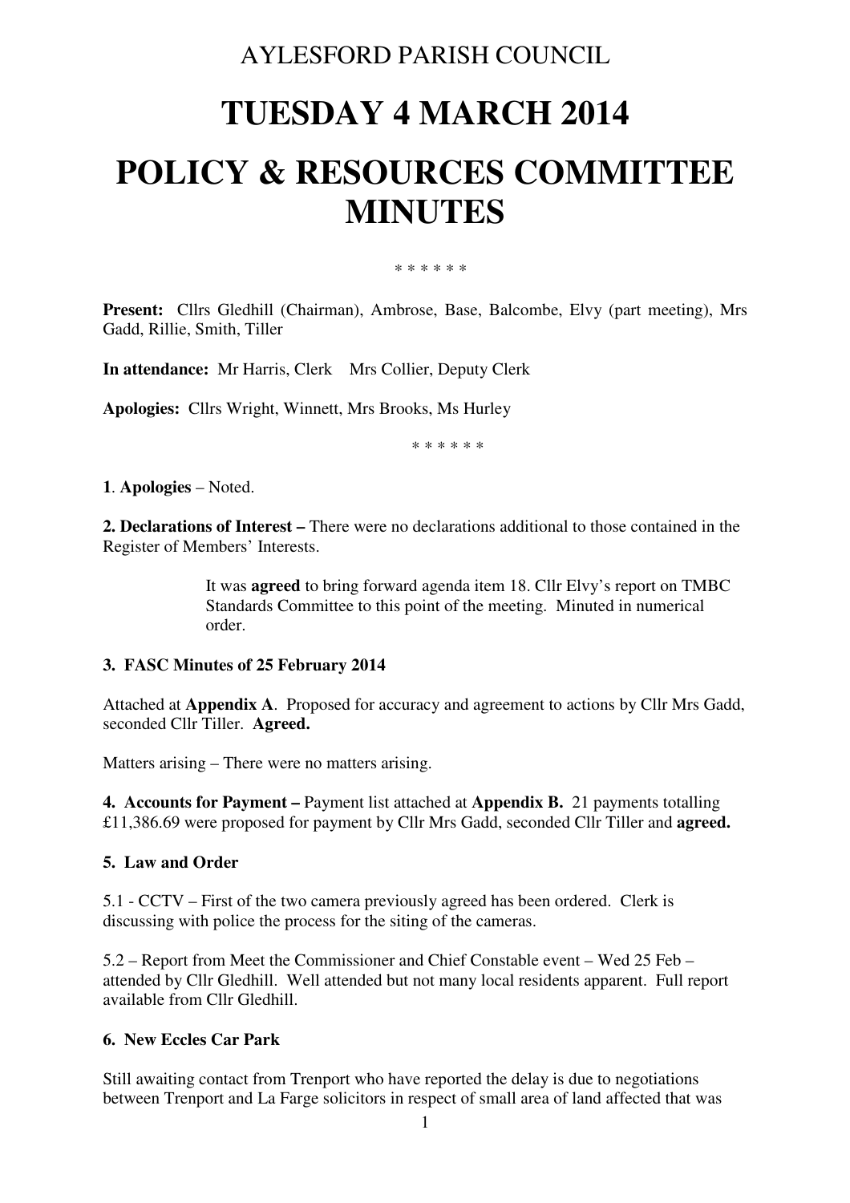# AYLESFORD PARISH COUNCIL

# TUESDAY 4 MARCH 2014

# POLICY & RESOURCES COMMITTEE MINUTES

\* \* \* \* \* \*

**Present:** Cllrs Gledhill (Chairman), Ambrose, Base, Balcombe, Elvy (part meeting), Mrs Gadd, Rillie, Smith, Tiller

**In attendance:** Mr Harris, Clerk  Mrs Collier, Deputy Clerk

**Apologies:** Cllrs Wright, Winnett, Mrs Brooks, Ms Hurley

\* \* \* \* \* \*

**1**. **Apologies** – Noted.

**2. Declarations of Interest –** There were no declarations additional to those contained in the Register of Members' Interests.

> It was **agreed** to bring forward agenda item 18. Cllr Elvy's report on TMBC Standards Committee to this point of the meeting. Minuted in numerical order.

### 3. FASC Minutes of 25 February 2014

Attached at **Appendix A**. Proposed for accuracy and agreement to actions by Cllr Mrs Gadd, seconded Cllr Tiller. **Agreed.**

Matters arising – There were no matters arising.

**4. Accounts for Payment –** Payment list attached at **Appendix B.** 21 payments totalling £11,386.69 were proposed for payment by Cllr Mrs Gadd, seconded Cllr Tiller and **agreed.**

### 5. Law and Order

5.1 - CCTV – First of the two camera previously agreed has been ordered. Clerk is discussing with police the process for the siting of the cameras.

5.2 – Report from Meet the Commissioner and Chief Constable event – Wed 25 Feb – attended by Cllr Gledhill. Well attended but not many local residents apparent. Full report available from Cllr Gledhill.

### 6. New Eccles Car Park

Still awaiting contact from Trenport who have reported the delay is due to negotiations between Trenport and La Farge solicitors in respect of small area of land affected that was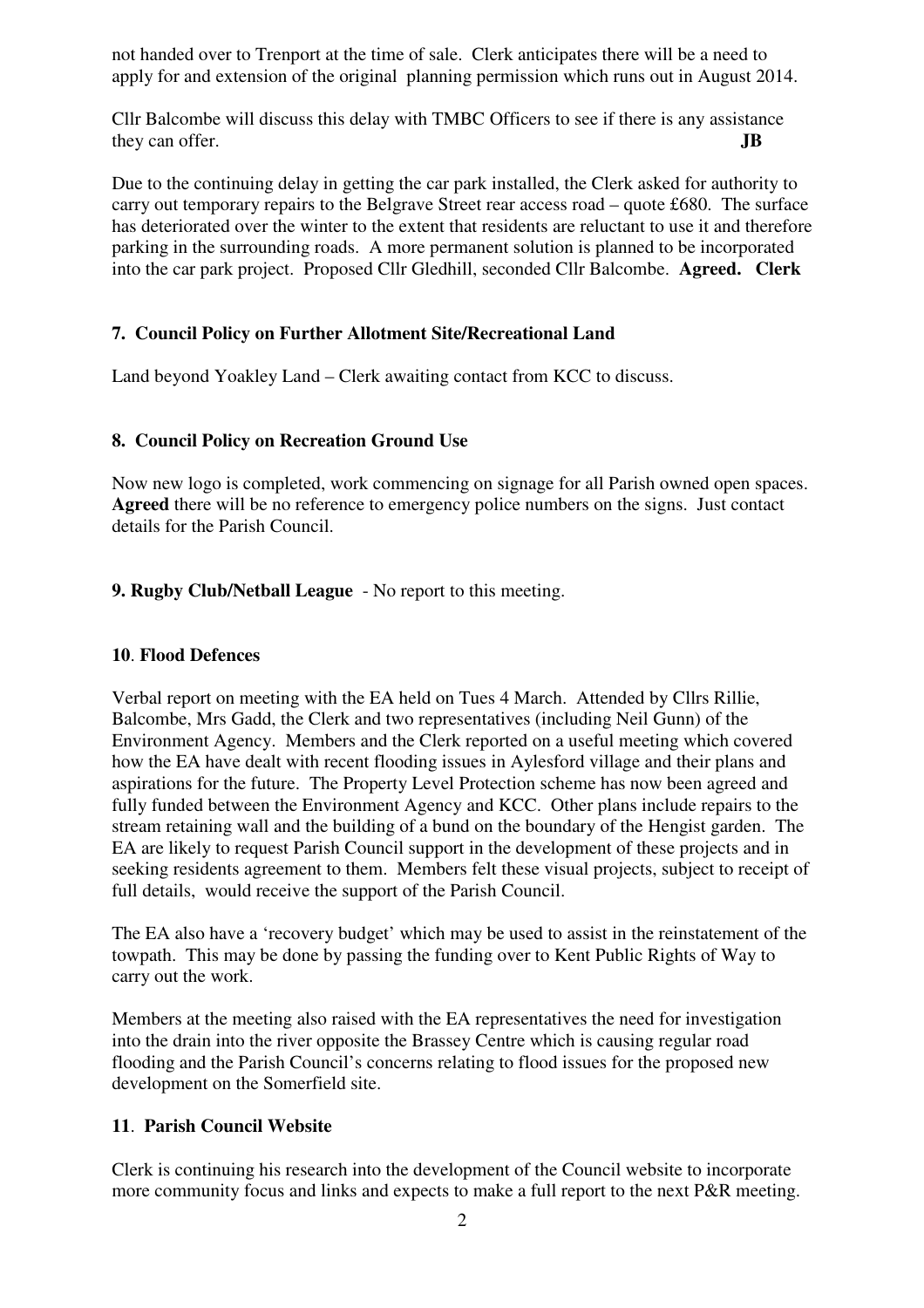not handed over to Trenport at the time of sale. Clerk anticipates there will be a need to apply for and extension of the original planning permission which runs out in August 2014.

Cllr Balcombe will discuss this delay with TMBC Officers to see if there is any assistance they can offer. **JB**

Due to the continuing delay in getting the car park installed, the Clerk asked for authority to carry out temporary repairs to the Belgrave Street rear access road – quote £680. The surface has deteriorated over the winter to the extent that residents are reluctant to use it and therefore parking in the surrounding roads. A more permanent solution is planned to be incorporated into the car park project. Proposed Cllr Gledhill, seconded Cllr Balcombe. **Agreed. Clerk**

**7. Council Policy on Further Allotment Site/Recreational Land**

Land beyond Yoakley Land – Clerk awaiting contact from KCC to discuss.

**8. Council Policy on Recreation Ground Use**

Now new logo is completed, work commencing on signage for all Parish owned open spaces. **Agreed** there will be no reference to emergency police numbers on the signs. Just contact details for the Parish Council.

**9. Rugby Club/Netball League** - No report to this meeting.

**10**. **Flood Defences**

Verbal report on meeting with the EA held on Tues 4 March. Attended by Cllrs Rillie, Balcombe, Mrs Gadd, the Clerk and two representatives (including Neil Gunn) of the Environment Agency. Members and the Clerk reported on a useful meeting which covered how the EA have dealt with recent flooding issues in Aylesford village and their plans and aspirations for the future. The Property Level Protection scheme has now been agreed and fully funded between the Environment Agency and KCC. Other plans include repairs to the stream retaining wall and the building of a bund on the boundary of the Hengist garden. The EA are likely to request Parish Council support in the development of these projects and in seeking residents agreement to them. Members felt these visual projects, subject to receipt of full details, would receive the support of the Parish Council.

The EA also have a 'recovery budget' which may be used to assist in the reinstatement of the towpath. This may be done by passing the funding over to Kent Public Rights of Way to carry out the work.

Members at the meeting also raised with the EA representatives the need for investigation into the drain into the river opposite the Brassey Centre which is causing regular road flooding and the Parish Council's concerns relating to flood issues for the proposed new development on the Somerfield site.

**11**. **Parish Council Website**

Clerk is continuing his research into the development of the Council website to incorporate more community focus and links and expects to make a full report to the next P&R meeting.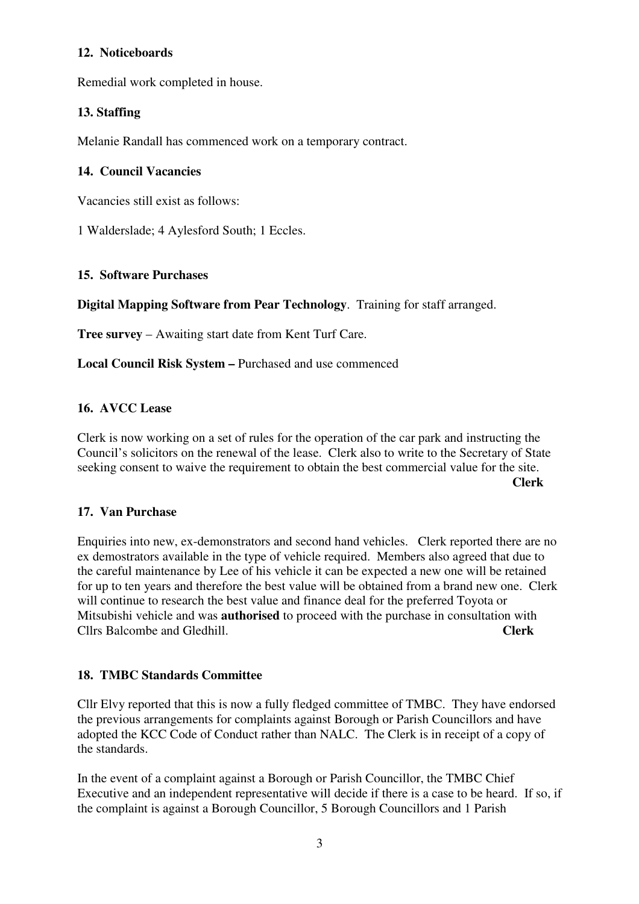**12. Noticeboards**

Remedial work completed in house.

**13. Staffing**

Melanie Randall has commenced work on a temporary contract.

**14. Council Vacancies**

Vacancies still exist as follows:

1 Walderslade; 4 Aylesford South; 1 Eccles.

**15. Software Purchases**

**Digital Mapping Software from Pear Technology**. Training for staff arranged.

**Tree survey** – Awaiting start date from Kent Turf Care.

**Local Council Risk System –** Purchased and use commenced

**16. AVCC Lease**

Clerk is now working on a set of rules for the operation of the car park and instructing the Council's solicitors on the renewal of the lease. Clerk also to write to the Secretary of State seeking consent to waive the requirement to obtain the best commercial value for the site.

**Clerk**

**17. Van Purchase**

Enquiries into new, ex-demonstrators and second hand vehicles. Clerk reported there are no ex demostrators available in the type of vehicle required. Members also agreed that due to the careful maintenance by Lee of his vehicle it can be expected a new one will be retained for up to ten years and therefore the best value will be obtained from a brand new one. Clerk will continue to research the best value and finance deal for the preferred Toyota or Mitsubishi vehicle and was **authorised** to proceed with the purchase in consultation with Cllrs Balcombe and Gledhill. **Clerk**

**18. TMBC Standards Committee**

Cllr Elvy reported that this is now a fully fledged committee of TMBC. They have endorsed the previous arrangements for complaints against Borough or Parish Councillors and have adopted the KCC Code of Conduct rather than NALC. The Clerk is in receipt of a copy of the standards.

In the event of a complaint against a Borough or Parish Councillor, the TMBC Chief Executive and an independent representative will decide if there is a case to be heard. If so, if the complaint is against a Borough Councillor, 5 Borough Councillors and 1 Parish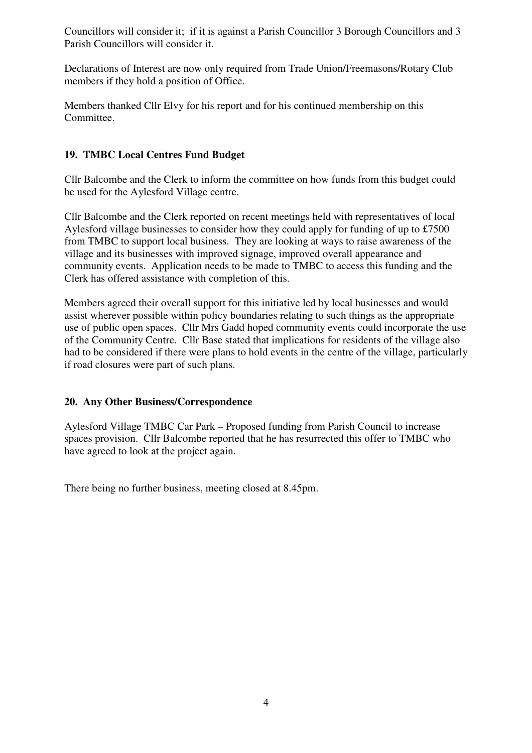Councillors will consider it;  if it is against a Parish Councillor 3 Borough Councillors and 3 Parish Councillors will consider it.

Declarations of Interest are now only required from Trade Union/Freemasons/Rotary Club members if they hold a position of Office.

Members thanked Cllr Elvy for his report and for his continued membership on this Committee.

## 19. TMBC Local Centres Fund Budget

Cllr Balcombe and the Clerk to inform the committee on how funds from this budget could be used for the Aylesford Village centre.

Cllr Balcombe and the Clerk reported on recent meetings held with representatives of local Aylesford village businesses to consider how they could apply for funding of up to £7500 from TMBC to support local business. They are looking at ways to raise awareness of the village and its businesses with improved signage, improved overall appearance and community events. Application needs to be made to TMBC to access this funding and the Clerk has offered assistance with completion of this.

Members agreed their overall support for this initiative led by local businesses and would assist wherever possible within policy boundaries relating to such things as the appropriate use of public open spaces. Cllr Mrs Gadd hoped community events could incorporate the use of the Community Centre. Cllr Base stated that implications for residents of the village also had to be considered if there were plans to hold events in the centre of the village, particularly if road closures were part of such plans.

## 20. Any Other Business/Correspondence

Aylesford Village TMBC Car Park – Proposed funding from Parish Council to increase spaces provision. Cllr Balcombe reported that he has resurrected this offer to TMBC who have agreed to look at the project again.

There being no further business, meeting closed at 8.45pm.